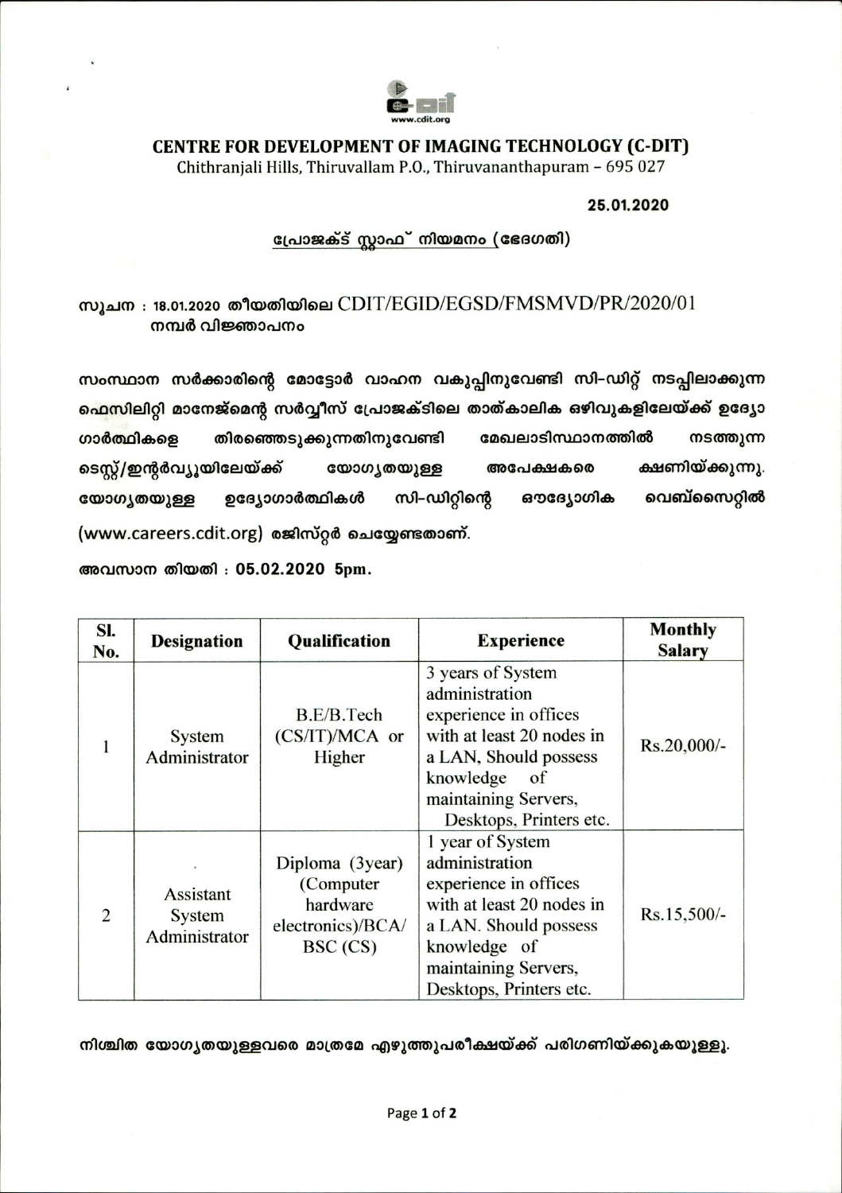# CENTRE FOR DEVELOPMENT OF IMAGING TECHNOLOGY (C-DIT)

Chithranjali Hills, Thiruvallam P.O., Thiruvananthapuram – 695 027

**25.01.2020**

## പ്രോജക്ട് സ്റ്റാഫ് നിയമനം (ഭേദഗതി)

**സൂചന : 18.01.2020 തീയതിയിലെ CDIT/EGID/EGSD/FMSMVD/PR/2020/01 നമ്പർ വിജ്ഞാപനം**

**സംസ്ഥാന സർക്കാരിന്റെ മോട്ടോർ വാഹന വകുപ്പിനുവേണ്ടി സി-ഡിറ്റ് നടപ്പിലാക്കുന്ന ഫെസിലിറ്റി മാനേജ്മെന്റ് സർവ്വീസ് പ്രോജക്ടിലെ താത്കാലിക ഒഴിവുകളിലേയ്ക്ക് ഉദ്യോഗാർത്ഥികളെ തിരഞ്ഞെടുക്കുന്നതിനുവേണ്ടി മേഖലാടിസ്ഥാനത്തിൽ നടത്തുന്ന ടെസ്റ്റ്/ഇന്റർവ്യൂയിലേയ്ക്ക് യോഗ്യതയുള്ള അപേക്ഷകരെ ക്ഷണിയ്ക്കുന്നു. യോഗ്യതയുള്ള ഉദ്യോഗാർത്ഥികൾ സി-ഡിറ്റിന്റെ ഔദ്യോഗിക വെബ്സൈറ്റിൽ (www.careers.cdit.org) രജിസ്റ്റർ ചെയ്യേണ്ടതാണ്.**

**അവസാന തിയതി : 05.02.2020 5pm.**

| Sl. No. | Designation | Qualification | Experience | Monthly Salary |
|---|---|---|---|---|
| 1 | System Administrator | B.E/B.Tech (CS/IT)/MCA or Higher | 3 years of System administration experience in offices with at least 20 nodes in a LAN, Should possess knowledge of maintaining Servers, Desktops, Printers etc. | Rs.20,000/- |
| 2 | Assistant System Administrator | Diploma (3year) (Computer hardware electronics)/BCA/ BSC (CS) | 1 year of System administration experience in offices with at least 20 nodes in a LAN. Should possess knowledge of maintaining Servers, Desktops, Printers etc. | Rs.15,500/- |

**നിശ്ചിത യോഗ്യതയുള്ളവരെ മാത്രമേ എഴുത്തുപരീക്ഷയ്ക്ക് പരിഗണിയ്ക്കുകയുള്ളൂ.**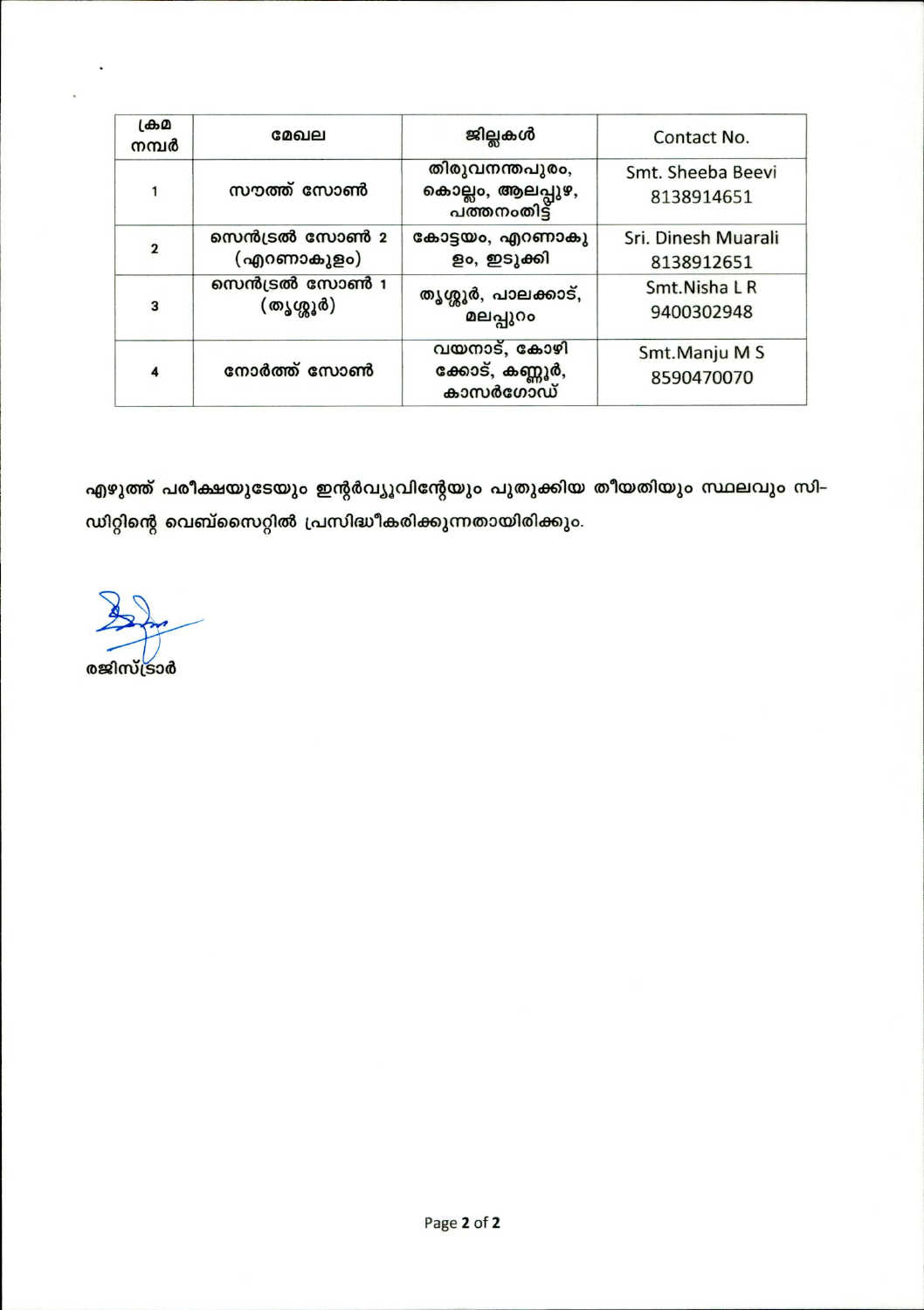| ക്രമ നമ്പർ | മേഖല | ജില്ലകൾ | Contact No. |
|---|---|---|---|
| 1 | സൗത്ത് സോൺ | തിരുവനന്തപുരം, കൊല്ലം, ആലപ്പുഴ, പത്തനംതിട്ട | Smt. Sheeba Beevi 8138914651 |
| 2 | സെൻട്രൽ സോൺ 2 (എറണാകുളം) | കോട്ടയം, എറണാകുളം, ഇടുക്കി | Sri. Dinesh Muarali 8138912651 |
| 3 | സെൻട്രൽ സോൺ 1 (തൃശ്ശൂർ) | തൃശ്ശൂർ, പാലക്കാട്, മലപ്പുറം | Smt.Nisha L R 9400302948 |
| 4 | നോർത്ത് സോൺ | വയനാട്, കോഴിക്കോട്, കണ്ണൂർ, കാസർഗോഡ് | Smt.Manju M S 8590470070 |

എഴുത്ത് പരീക്ഷയുടേയും ഇന്റർവ്യൂവിന്റേയും പുതുക്കിയ തീയതിയും സ്ഥലവും സി-ഡിറ്റിന്റെ വെബ്സൈറ്റിൽ പ്രസിദ്ധീകരിക്കുന്നതായിരിക്കും.

രജിസ്ട്രാർ